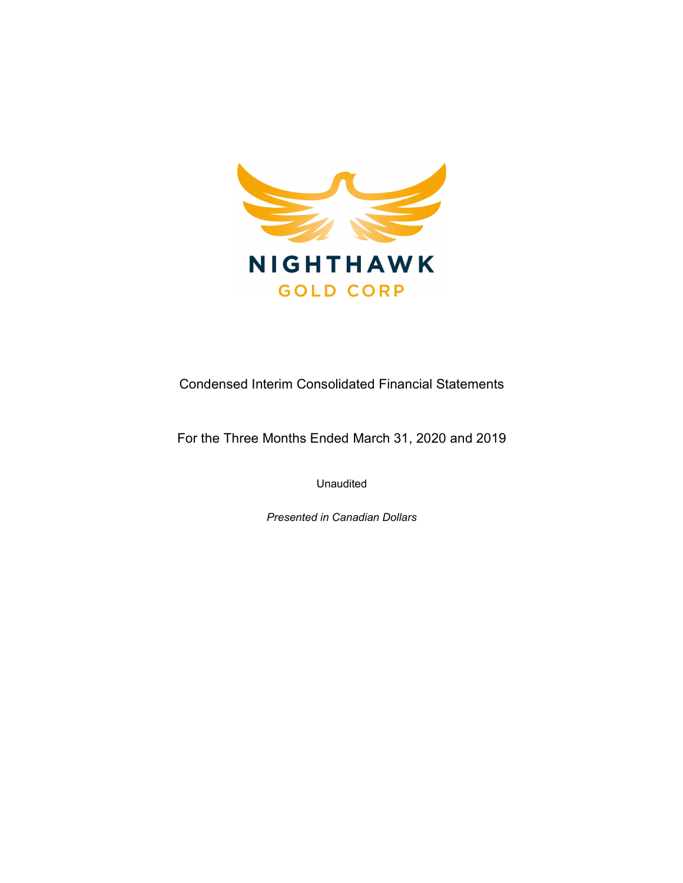NIGHTHAWK

GOLD CORP

# Condensed Interim Consolidated Financial Statements

## For the Three Months Ended March 31, 2020 and 2019

Unaudited

*Presented in Canadian Dollars*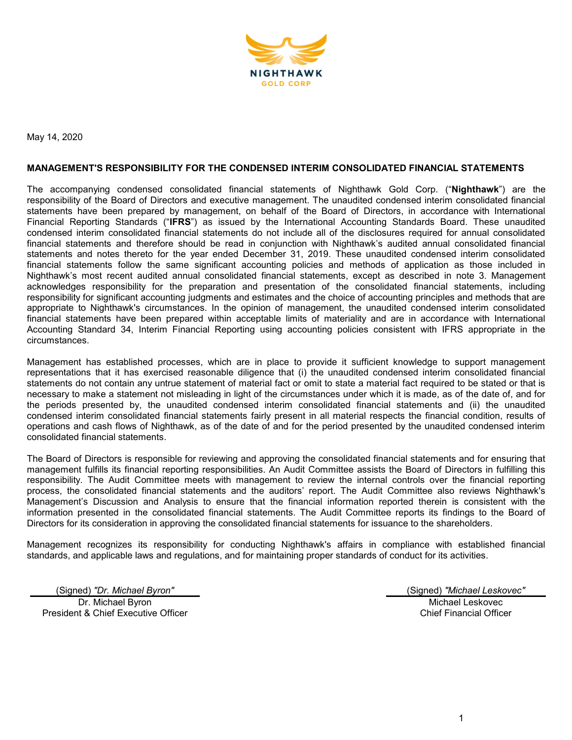May 14, 2020

**MANAGEMENT'S RESPONSIBILITY FOR THE CONDENSED INTERIM CONSOLIDATED FINANCIAL STATEMENTS**

The accompanying condensed consolidated financial statements of Nighthawk Gold Corp. ("**Nighthawk**") are the responsibility of the Board of Directors and executive management. The unaudited condensed interim consolidated financial statements have been prepared by management, on behalf of the Board of Directors, in accordance with International Financial Reporting Standards ("**IFRS**") as issued by the International Accounting Standards Board. These unaudited condensed interim consolidated financial statements do not include all of the disclosures required for annual consolidated financial statements and therefore should be read in conjunction with Nighthawk's audited annual consolidated financial statements and notes thereto for the year ended December 31, 2019. These unaudited condensed interim consolidated financial statements follow the same significant accounting policies and methods of application as those included in Nighthawk's most recent audited annual consolidated financial statements, except as described in note 3. Management acknowledges responsibility for the preparation and presentation of the consolidated financial statements, including responsibility for significant accounting judgments and estimates and the choice of accounting principles and methods that are appropriate to Nighthawk's circumstances. In the opinion of management, the unaudited condensed interim consolidated financial statements have been prepared within acceptable limits of materiality and are in accordance with International Accounting Standard 34, Interim Financial Reporting using accounting policies consistent with IFRS appropriate in the circumstances.

Management has established processes, which are in place to provide it sufficient knowledge to support management representations that it has exercised reasonable diligence that (i) the unaudited condensed interim consolidated financial statements do not contain any untrue statement of material fact or omit to state a material fact required to be stated or that is necessary to make a statement not misleading in light of the circumstances under which it is made, as of the date of, and for the periods presented by, the unaudited condensed interim consolidated financial statements and (ii) the unaudited condensed interim consolidated financial statements fairly present in all material respects the financial condition, results of operations and cash flows of Nighthawk, as of the date of and for the period presented by the unaudited condensed interim consolidated financial statements.

The Board of Directors is responsible for reviewing and approving the consolidated financial statements and for ensuring that management fulfills its financial reporting responsibilities. An Audit Committee assists the Board of Directors in fulfilling this responsibility. The Audit Committee meets with management to review the internal controls over the financial reporting process, the consolidated financial statements and the auditors' report. The Audit Committee also reviews Nighthawk's Management's Discussion and Analysis to ensure that the financial information reported therein is consistent with the information presented in the consolidated financial statements. The Audit Committee reports its findings to the Board of Directors for its consideration in approving the consolidated financial statements for issuance to the shareholders.

Management recognizes its responsibility for conducting Nighthawk's affairs in compliance with established financial standards, and applicable laws and regulations, and for maintaining proper standards of conduct for its activities.

(Signed) *"Dr. Michael Byron"*
Dr. Michael Byron
President & Chief Executive Officer

(Signed) *"Michael Leskovec"*
Michael Leskovec
Chief Financial Officer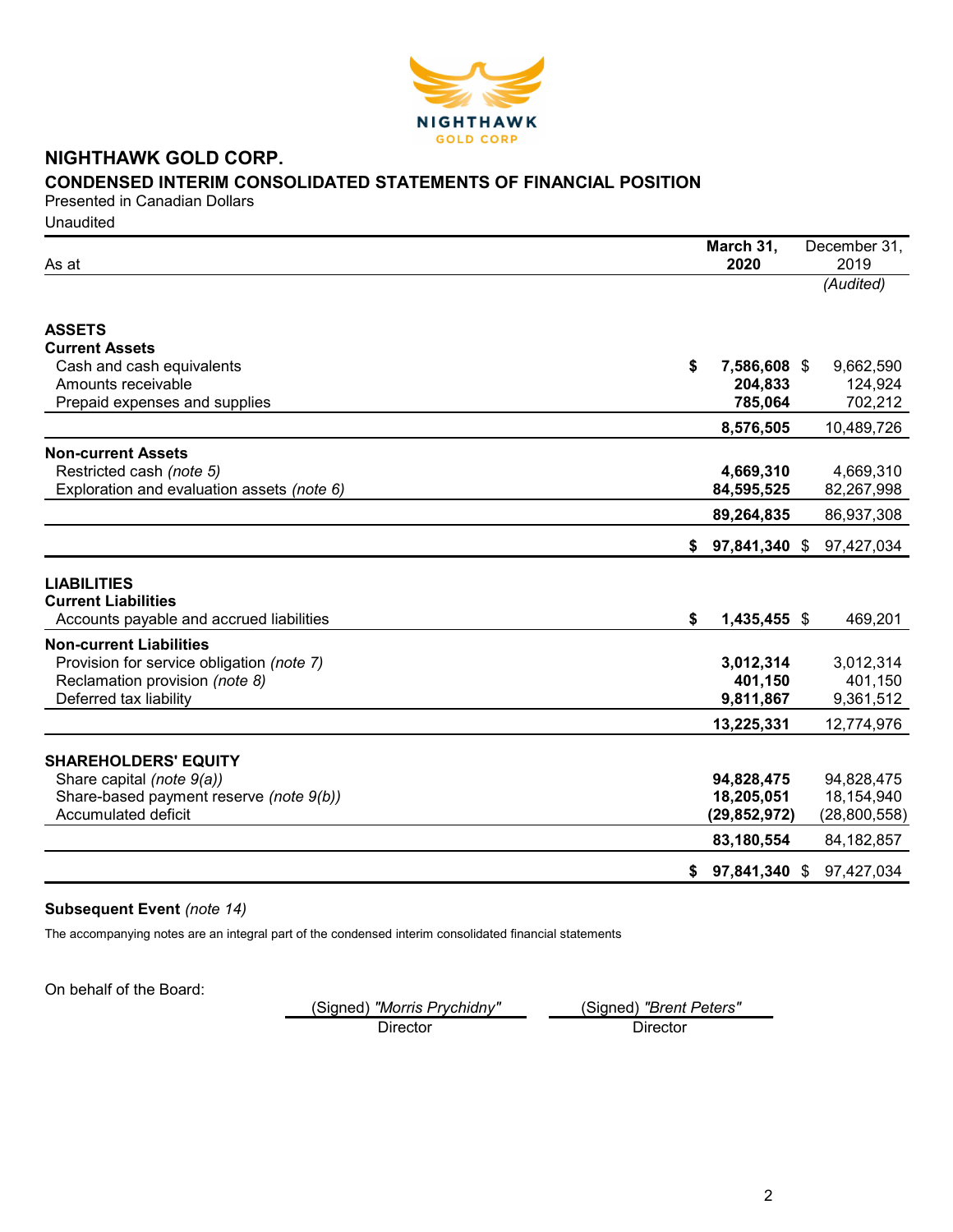# NIGHTHAWK GOLD CORP.

## CONDENSED INTERIM CONSOLIDATED STATEMENTS OF FINANCIAL POSITION

Presented in Canadian Dollars

Unaudited

| As at | March 31, 2020 | December 31, 2019 *(Audited)* |
|---|---|---|
| **ASSETS** | | |
| **Current Assets** | | |
| Cash and cash equivalents | **$ 7,586,608** | $ 9,662,590 |
| Amounts receivable | **204,833** | 124,924 |
| Prepaid expenses and supplies | **785,064** | 702,212 |
| | **8,576,505** | 10,489,726 |
| **Non-current Assets** | | |
| Restricted cash *(note 5)* | **4,669,310** | 4,669,310 |
| Exploration and evaluation assets *(note 6)* | **84,595,525** | 82,267,998 |
| | **89,264,835** | 86,937,308 |
| | **$ 97,841,340** | $ 97,427,034 |
| **LIABILITIES** | | |
| **Current Liabilities** | | |
| Accounts payable and accrued liabilities | **$ 1,435,455** | $ 469,201 |
| **Non-current Liabilities** | | |
| Provision for service obligation *(note 7)* | **3,012,314** | 3,012,314 |
| Reclamation provision *(note 8)* | **401,150** | 401,150 |
| Deferred tax liability | **9,811,867** | 9,361,512 |
| | **13,225,331** | 12,774,976 |
| **SHAREHOLDERS' EQUITY** | | |
| Share capital *(note 9(a))* | **94,828,475** | 94,828,475 |
| Share-based payment reserve *(note 9(b))* | **18,205,051** | 18,154,940 |
| Accumulated deficit | **(29,852,972)** | (28,800,558) |
| | **83,180,554** | 84,182,857 |
| | **$ 97,841,340** | $ 97,427,034 |

**Subsequent Event** *(note 14)*

The accompanying notes are an integral part of the condensed interim consolidated financial statements

On behalf of the Board:

(Signed) *"Morris Prychidny"*
Director

(Signed) *"Brent Peters"*
Director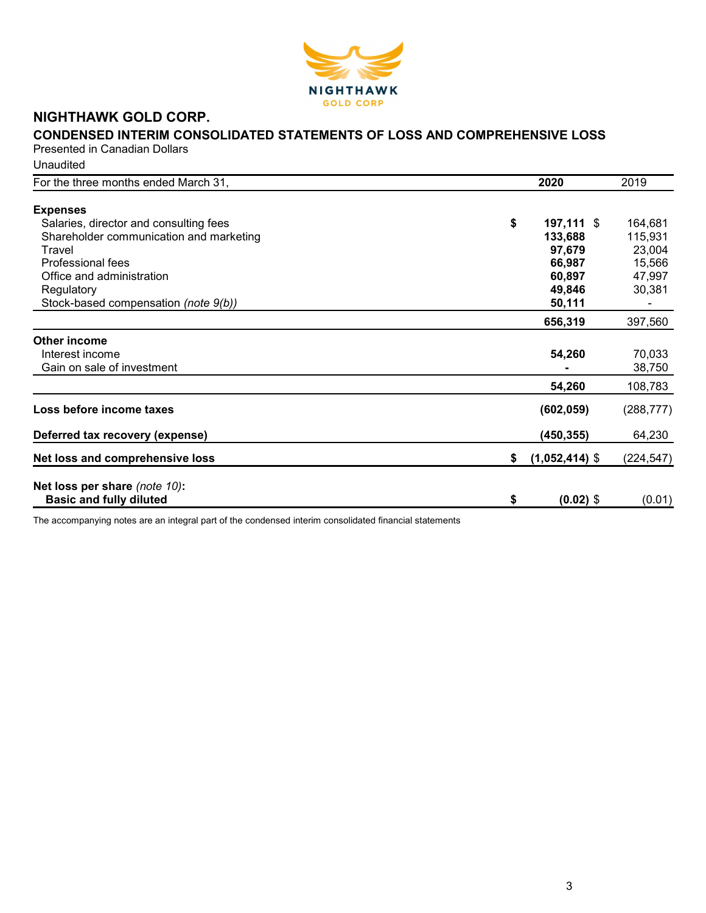# NIGHTHAWK GOLD CORP.

## CONDENSED INTERIM CONSOLIDATED STATEMENTS OF LOSS AND COMPREHENSIVE LOSS

Presented in Canadian Dollars

Unaudited

| For the three months ended March 31, | 2020 | 2019 |
|---|---|---|
| **Expenses** | | |
| Salaries, director and consulting fees | **$ 197,111** | $ 164,681 |
| Shareholder communication and marketing | **133,688** | 115,931 |
| Travel | **97,679** | 23,004 |
| Professional fees | **66,987** | 15,566 |
| Office and administration | **60,897** | 47,997 |
| Regulatory | **49,846** | 30,381 |
| Stock-based compensation *(note 9(b))* | **50,111** | - |
| | **656,319** | 397,560 |
| **Other income** | | |
| Interest income | **54,260** | 70,033 |
| Gain on sale of investment | **-** | 38,750 |
| | **54,260** | 108,783 |
| **Loss before income taxes** | **(602,059)** | (288,777) |
| **Deferred tax recovery (expense)** | **(450,355)** | 64,230 |
| **Net loss and comprehensive loss** | **$ (1,052,414)** | $ (224,547) |
| **Net loss per share** *(note 10)*: | | |
| **Basic and fully diluted** | **$ (0.02)** | $ (0.01) |

The accompanying notes are an integral part of the condensed interim consolidated financial statements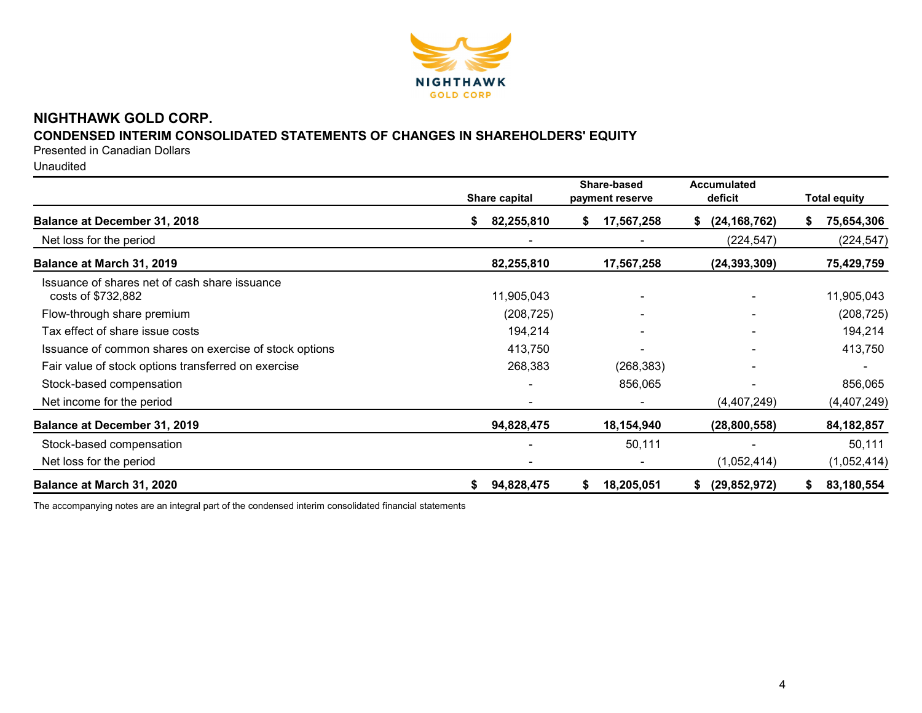# NIGHTHAWK GOLD CORP.

## CONDENSED INTERIM CONSOLIDATED STATEMENTS OF CHANGES IN SHAREHOLDERS' EQUITY

Presented in Canadian Dollars

Unaudited

| | Share capital | Share-based payment reserve | Accumulated deficit | Total equity |
|---|---|---|---|---|
| **Balance at December 31, 2018** | **$ 82,255,810** | **$ 17,567,258** | **$ (24,168,762)** | **$ 75,654,306** |
| Net loss for the period | - | - | (224,547) | (224,547) |
| **Balance at March 31, 2019** | **82,255,810** | **17,567,258** | **(24,393,309)** | **75,429,759** |
| Issuance of shares net of cash share issuance costs of $732,882 | 11,905,043 | - | - | 11,905,043 |
| Flow-through share premium | (208,725) | - | - | (208,725) |
| Tax effect of share issue costs | 194,214 | - | - | 194,214 |
| Issuance of common shares on exercise of stock options | 413,750 | - | - | 413,750 |
| Fair value of stock options transferred on exercise | 268,383 | (268,383) | - | - |
| Stock-based compensation | - | 856,065 | - | 856,065 |
| Net income for the period | - | - | (4,407,249) | (4,407,249) |
| **Balance at December 31, 2019** | **94,828,475** | **18,154,940** | **(28,800,558)** | **84,182,857** |
| Stock-based compensation | - | 50,111 | - | 50,111 |
| Net loss for the period | - | - | (1,052,414) | (1,052,414) |
| **Balance at March 31, 2020** | **$ 94,828,475** | **$ 18,205,051** | **$ (29,852,972)** | **$ 83,180,554** |

The accompanying notes are an integral part of the condensed interim consolidated financial statements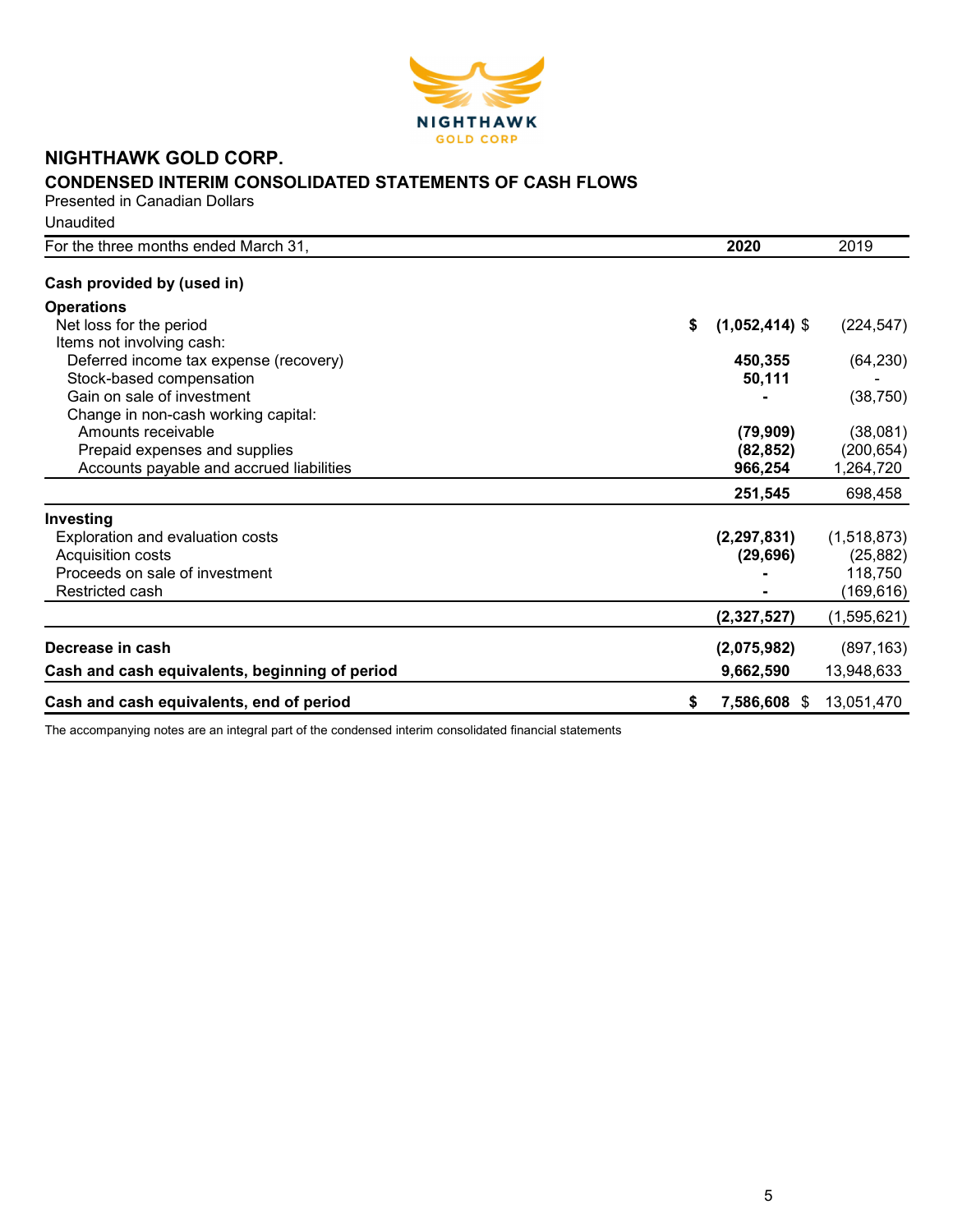# NIGHTHAWK GOLD CORP.

## CONDENSED INTERIM CONSOLIDATED STATEMENTS OF CASH FLOWS

Presented in Canadian Dollars

Unaudited

| For the three months ended March 31, | 2020 | 2019 |
|---|---|---|
| **Cash provided by (used in)** | | |
| **Operations** | | |
| Net loss for the period | **$ (1,052,414)** | $ (224,547) |
| Items not involving cash: | | |
| Deferred income tax expense (recovery) | **450,355** | (64,230) |
| Stock-based compensation | **50,111** | - |
| Gain on sale of investment | **-** | (38,750) |
| Change in non-cash working capital: | | |
| Amounts receivable | **(79,909)** | (38,081) |
| Prepaid expenses and supplies | **(82,852)** | (200,654) |
| Accounts payable and accrued liabilities | **966,254** | 1,264,720 |
| | **251,545** | 698,458 |
| **Investing** | | |
| Exploration and evaluation costs | **(2,297,831)** | (1,518,873) |
| Acquisition costs | **(29,696)** | (25,882) |
| Proceeds on sale of investment | **-** | 118,750 |
| Restricted cash | **-** | (169,616) |
| | **(2,327,527)** | (1,595,621) |
| **Decrease in cash** | **(2,075,982)** | (897,163) |
| **Cash and cash equivalents, beginning of period** | **9,662,590** | 13,948,633 |
| **Cash and cash equivalents, end of period** | **$ 7,586,608** | $ 13,051,470 |

The accompanying notes are an integral part of the condensed interim consolidated financial statements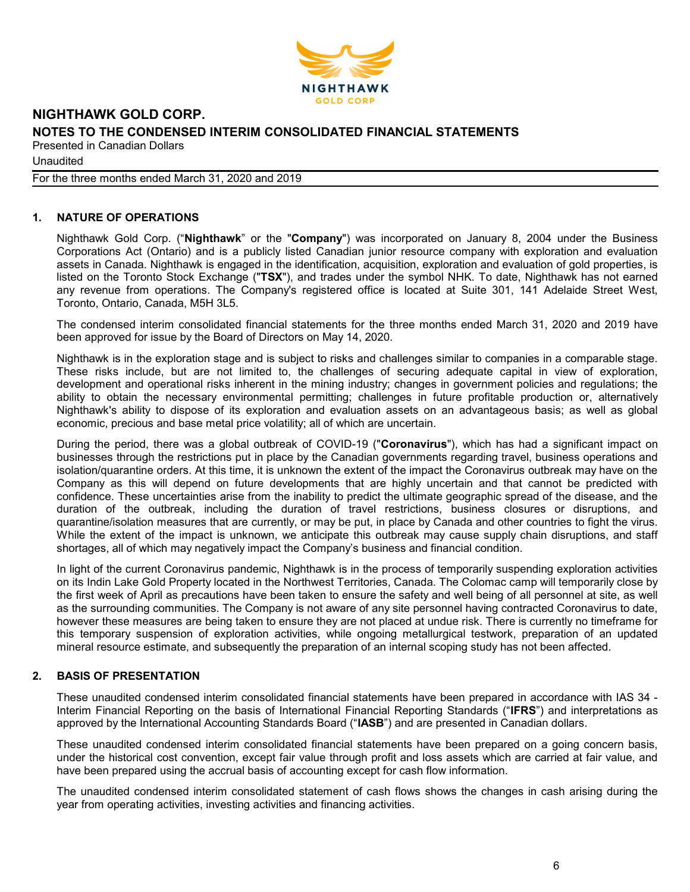# NIGHTHAWK GOLD CORP.

## NOTES TO THE CONDENSED INTERIM CONSOLIDATED FINANCIAL STATEMENTS

Presented in Canadian Dollars

Unaudited

For the three months ended March 31, 2020 and 2019

### 1. NATURE OF OPERATIONS

Nighthawk Gold Corp. ("**Nighthawk**" or the "**Company**") was incorporated on January 8, 2004 under the Business Corporations Act (Ontario) and is a publicly listed Canadian junior resource company with exploration and evaluation assets in Canada. Nighthawk is engaged in the identification, acquisition, exploration and evaluation of gold properties, is listed on the Toronto Stock Exchange ("**TSX**"), and trades under the symbol NHK. To date, Nighthawk has not earned any revenue from operations. The Company's registered office is located at Suite 301, 141 Adelaide Street West, Toronto, Ontario, Canada, M5H 3L5.

The condensed interim consolidated financial statements for the three months ended March 31, 2020 and 2019 have been approved for issue by the Board of Directors on May 14, 2020.

Nighthawk is in the exploration stage and is subject to risks and challenges similar to companies in a comparable stage. These risks include, but are not limited to, the challenges of securing adequate capital in view of exploration, development and operational risks inherent in the mining industry; changes in government policies and regulations; the ability to obtain the necessary environmental permitting; challenges in future profitable production or, alternatively Nighthawk's ability to dispose of its exploration and evaluation assets on an advantageous basis; as well as global economic, precious and base metal price volatility; all of which are uncertain.

During the period, there was a global outbreak of COVID-19 ("**Coronavirus**"), which has had a significant impact on businesses through the restrictions put in place by the Canadian governments regarding travel, business operations and isolation/quarantine orders. At this time, it is unknown the extent of the impact the Coronavirus outbreak may have on the Company as this will depend on future developments that are highly uncertain and that cannot be predicted with confidence. These uncertainties arise from the inability to predict the ultimate geographic spread of the disease, and the duration of the outbreak, including the duration of travel restrictions, business closures or disruptions, and quarantine/isolation measures that are currently, or may be put, in place by Canada and other countries to fight the virus. While the extent of the impact is unknown, we anticipate this outbreak may cause supply chain disruptions, and staff shortages, all of which may negatively impact the Company's business and financial condition.

In light of the current Coronavirus pandemic, Nighthawk is in the process of temporarily suspending exploration activities on its Indin Lake Gold Property located in the Northwest Territories, Canada. The Colomac camp will temporarily close by the first week of April as precautions have been taken to ensure the safety and well being of all personnel at site, as well as the surrounding communities. The Company is not aware of any site personnel having contracted Coronavirus to date, however these measures are being taken to ensure they are not placed at undue risk. There is currently no timeframe for this temporary suspension of exploration activities, while ongoing metallurgical testwork, preparation of an updated mineral resource estimate, and subsequently the preparation of an internal scoping study has not been affected.

### 2. BASIS OF PRESENTATION

These unaudited condensed interim consolidated financial statements have been prepared in accordance with IAS 34 - Interim Financial Reporting on the basis of International Financial Reporting Standards ("**IFRS**") and interpretations as approved by the International Accounting Standards Board ("**IASB**") and are presented in Canadian dollars.

These unaudited condensed interim consolidated financial statements have been prepared on a going concern basis, under the historical cost convention, except fair value through profit and loss assets which are carried at fair value, and have been prepared using the accrual basis of accounting except for cash flow information.

The unaudited condensed interim consolidated statement of cash flows shows the changes in cash arising during the year from operating activities, investing activities and financing activities.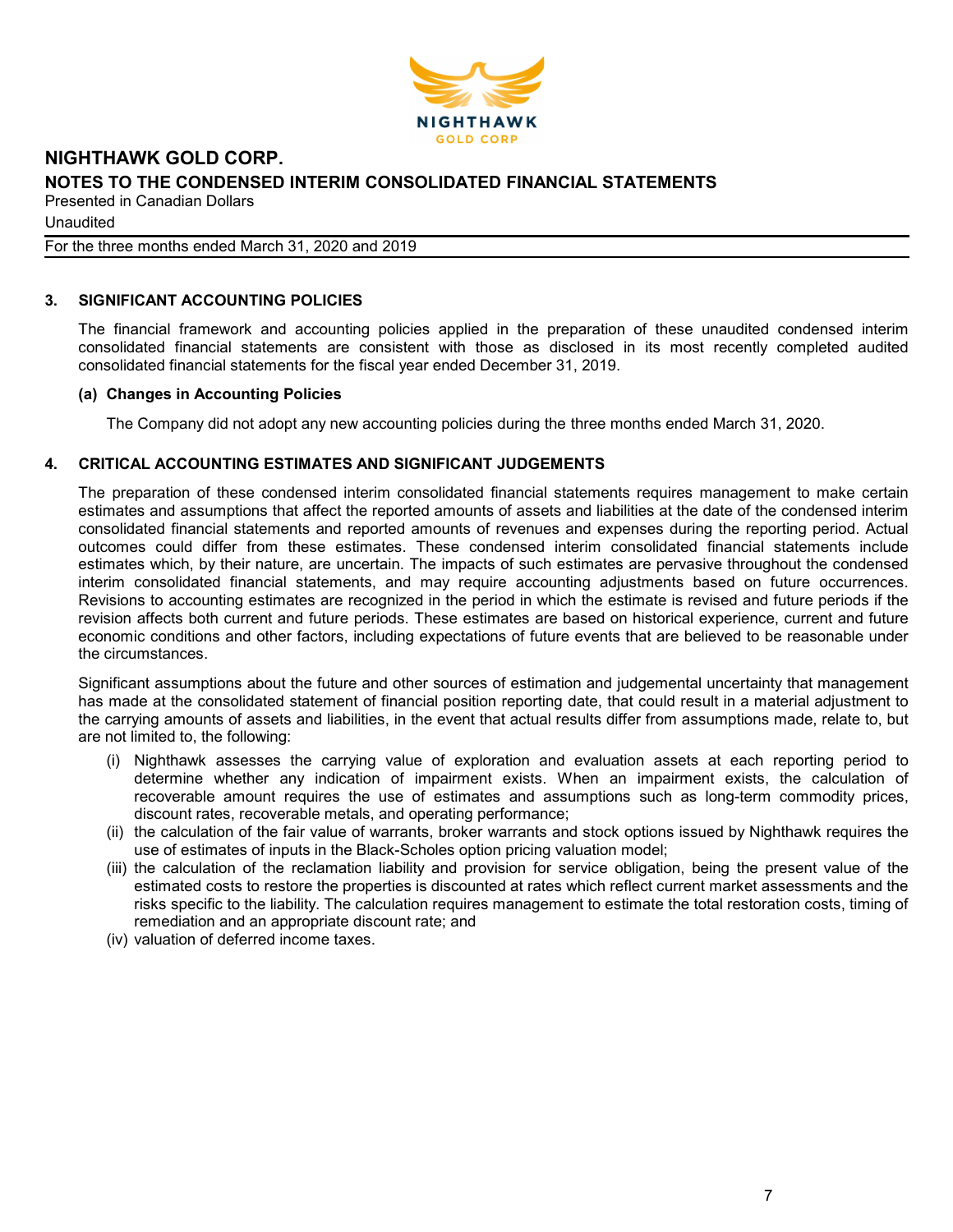## 3. SIGNIFICANT ACCOUNTING POLICIES

The financial framework and accounting policies applied in the preparation of these unaudited condensed interim consolidated financial statements are consistent with those as disclosed in its most recently completed audited consolidated financial statements for the fiscal year ended December 31, 2019.

### (a) Changes in Accounting Policies

The Company did not adopt any new accounting policies during the three months ended March 31, 2020.

## 4. CRITICAL ACCOUNTING ESTIMATES AND SIGNIFICANT JUDGEMENTS

The preparation of these condensed interim consolidated financial statements requires management to make certain estimates and assumptions that affect the reported amounts of assets and liabilities at the date of the condensed interim consolidated financial statements and reported amounts of revenues and expenses during the reporting period. Actual outcomes could differ from these estimates. These condensed interim consolidated financial statements include estimates which, by their nature, are uncertain. The impacts of such estimates are pervasive throughout the condensed interim consolidated financial statements, and may require accounting adjustments based on future occurrences. Revisions to accounting estimates are recognized in the period in which the estimate is revised and future periods if the revision affects both current and future periods. These estimates are based on historical experience, current and future economic conditions and other factors, including expectations of future events that are believed to be reasonable under the circumstances.

Significant assumptions about the future and other sources of estimation and judgemental uncertainty that management has made at the consolidated statement of financial position reporting date, that could result in a material adjustment to the carrying amounts of assets and liabilities, in the event that actual results differ from assumptions made, relate to, but are not limited to, the following:

(i) Nighthawk assesses the carrying value of exploration and evaluation assets at each reporting period to determine whether any indication of impairment exists. When an impairment exists, the calculation of recoverable amount requires the use of estimates and assumptions such as long-term commodity prices, discount rates, recoverable metals, and operating performance;

(ii) the calculation of the fair value of warrants, broker warrants and stock options issued by Nighthawk requires the use of estimates of inputs in the Black-Scholes option pricing valuation model;

(iii) the calculation of the reclamation liability and provision for service obligation, being the present value of the estimated costs to restore the properties is discounted at rates which reflect current market assessments and the risks specific to the liability. The calculation requires management to estimate the total restoration costs, timing of remediation and an appropriate discount rate; and

(iv) valuation of deferred income taxes.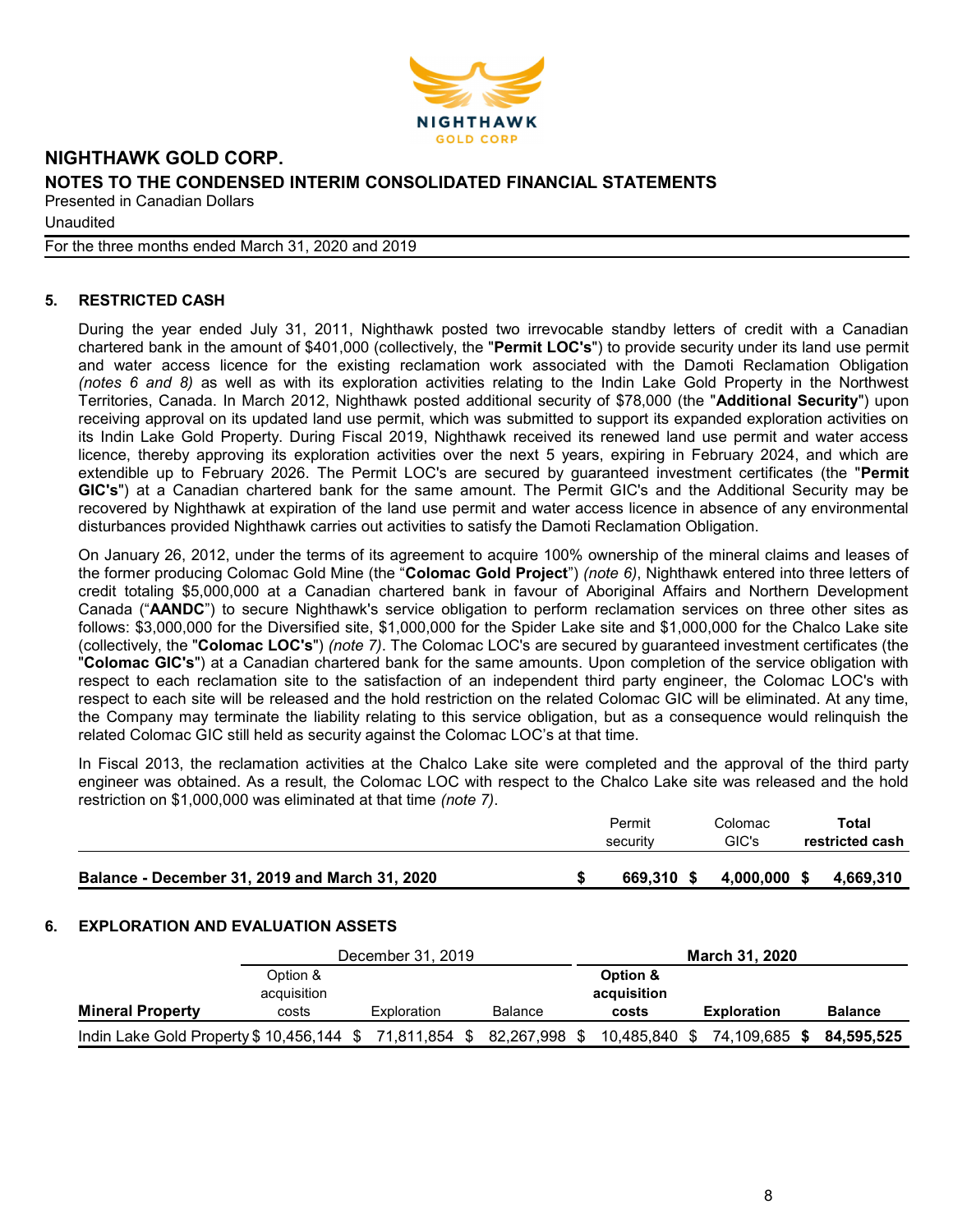**NIGHTHAWK GOLD CORP.**

**NOTES TO THE CONDENSED INTERIM CONSOLIDATED FINANCIAL STATEMENTS**

Presented in Canadian Dollars

Unaudited

For the three months ended March 31, 2020 and 2019

## 5. RESTRICTED CASH

During the year ended July 31, 2011, Nighthawk posted two irrevocable standby letters of credit with a Canadian chartered bank in the amount of $401,000 (collectively, the "**Permit LOC's**") to provide security under its land use permit and water access licence for the existing reclamation work associated with the Damoti Reclamation Obligation *(notes 6 and 8)* as well as with its exploration activities relating to the Indin Lake Gold Property in the Northwest Territories, Canada. In March 2012, Nighthawk posted additional security of $78,000 (the "**Additional Security**") upon receiving approval on its updated land use permit, which was submitted to support its expanded exploration activities on its Indin Lake Gold Property. During Fiscal 2019, Nighthawk received its renewed land use permit and water access licence, thereby approving its exploration activities over the next 5 years, expiring in February 2024, and which are extendible up to February 2026. The Permit LOC's are secured by guaranteed investment certificates (the "**Permit GIC's**") at a Canadian chartered bank for the same amount. The Permit GIC's and the Additional Security may be recovered by Nighthawk at expiration of the land use permit and water access licence in absence of any environmental disturbances provided Nighthawk carries out activities to satisfy the Damoti Reclamation Obligation.

On January 26, 2012, under the terms of its agreement to acquire 100% ownership of the mineral claims and leases of the former producing Colomac Gold Mine (the "**Colomac Gold Project**") *(note 6)*, Nighthawk entered into three letters of credit totaling $5,000,000 at a Canadian chartered bank in favour of Aboriginal Affairs and Northern Development Canada ("**AANDC**") to secure Nighthawk's service obligation to perform reclamation services on three other sites as follows: $3,000,000 for the Diversified site, $1,000,000 for the Spider Lake site and $1,000,000 for the Chalco Lake site (collectively, the "**Colomac LOC's**") *(note 7)*. The Colomac LOC's are secured by guaranteed investment certificates (the "**Colomac GIC's**") at a Canadian chartered bank for the same amounts. Upon completion of the service obligation with respect to each reclamation site to the satisfaction of an independent third party engineer, the Colomac LOC's with respect to each site will be released and the hold restriction on the related Colomac GIC will be eliminated. At any time, the Company may terminate the liability relating to this service obligation, but as a consequence would relinquish the related Colomac GIC still held as security against the Colomac LOC's at that time.

In Fiscal 2013, the reclamation activities at the Chalco Lake site were completed and the approval of the third party engineer was obtained. As a result, the Colomac LOC with respect to the Chalco Lake site was released and the hold restriction on $1,000,000 was eliminated at that time *(note 7)*.

| | Permit security | Colomac GIC's | **Total restricted cash** |
|---|---|---|---|
| **Balance - December 31, 2019 and March 31, 2020** | **$ 669,310** | **$ 4,000,000** | **$ 4,669,310** |

## 6. EXPLORATION AND EVALUATION ASSETS

| | December 31, 2019 | | | **March 31, 2020** | | |
|---|---|---|---|---|---|---|
| **Mineral Property** | Option & acquisition costs | Exploration | Balance | **Option & acquisition costs** | **Exploration** | **Balance** |
| Indin Lake Gold Property | $ 10,456,144 | $ 71,811,854 | $ 82,267,998 | $ 10,485,840 | $ 74,109,685 | **$ 84,595,525** |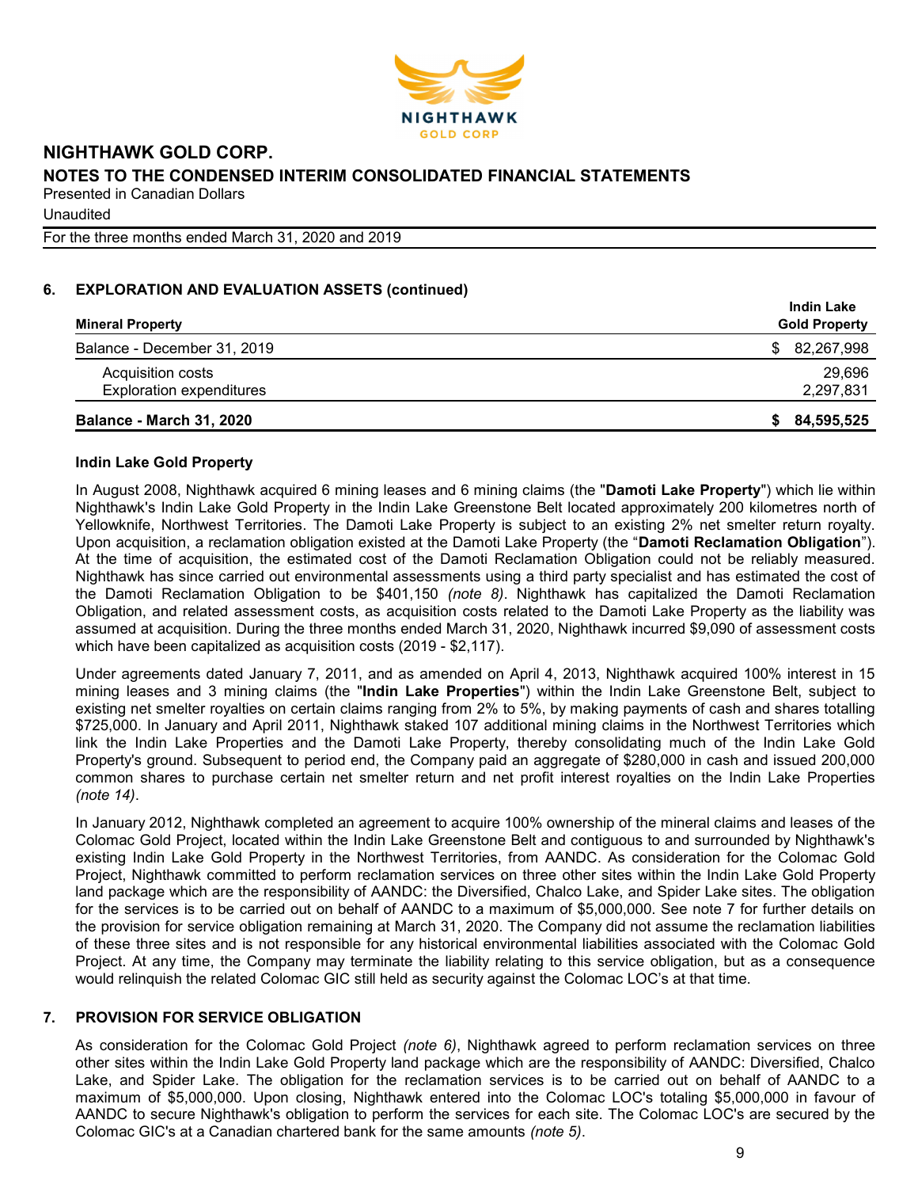## 6. EXPLORATION AND EVALUATION ASSETS (continued)

| Mineral Property | Indin Lake Gold Property |
|---|---|
| Balance - December 31, 2019 | $ 82,267,998 |
| Acquisition costs | 29,696 |
| Exploration expenditures | 2,297,831 |
| **Balance - March 31, 2020** | **$ 84,595,525** |

### Indin Lake Gold Property

In August 2008, Nighthawk acquired 6 mining leases and 6 mining claims (the "**Damoti Lake Property**") which lie within Nighthawk's Indin Lake Gold Property in the Indin Lake Greenstone Belt located approximately 200 kilometres north of Yellowknife, Northwest Territories. The Damoti Lake Property is subject to an existing 2% net smelter return royalty. Upon acquisition, a reclamation obligation existed at the Damoti Lake Property (the "**Damoti Reclamation Obligation**"). At the time of acquisition, the estimated cost of the Damoti Reclamation Obligation could not be reliably measured. Nighthawk has since carried out environmental assessments using a third party specialist and has estimated the cost of the Damoti Reclamation Obligation to be $401,150 *(note 8)*. Nighthawk has capitalized the Damoti Reclamation Obligation, and related assessment costs, as acquisition costs related to the Damoti Lake Property as the liability was assumed at acquisition. During the three months ended March 31, 2020, Nighthawk incurred $9,090 of assessment costs which have been capitalized as acquisition costs (2019 - $2,117).

Under agreements dated January 7, 2011, and as amended on April 4, 2013, Nighthawk acquired 100% interest in 15 mining leases and 3 mining claims (the "**Indin Lake Properties**") within the Indin Lake Greenstone Belt, subject to existing net smelter royalties on certain claims ranging from 2% to 5%, by making payments of cash and shares totalling $725,000. In January and April 2011, Nighthawk staked 107 additional mining claims in the Northwest Territories which link the Indin Lake Properties and the Damoti Lake Property, thereby consolidating much of the Indin Lake Gold Property's ground. Subsequent to period end, the Company paid an aggregate of $280,000 in cash and issued 200,000 common shares to purchase certain net smelter return and net profit interest royalties on the Indin Lake Properties *(note 14)*.

In January 2012, Nighthawk completed an agreement to acquire 100% ownership of the mineral claims and leases of the Colomac Gold Project, located within the Indin Lake Greenstone Belt and contiguous to and surrounded by Nighthawk's existing Indin Lake Gold Property in the Northwest Territories, from AANDC. As consideration for the Colomac Gold Project, Nighthawk committed to perform reclamation services on three other sites within the Indin Lake Gold Property land package which are the responsibility of AANDC: the Diversified, Chalco Lake, and Spider Lake sites. The obligation for the services is to be carried out on behalf of AANDC to a maximum of $5,000,000. See note 7 for further details on the provision for service obligation remaining at March 31, 2020. The Company did not assume the reclamation liabilities of these three sites and is not responsible for any historical environmental liabilities associated with the Colomac Gold Project. At any time, the Company may terminate the liability relating to this service obligation, but as a consequence would relinquish the related Colomac GIC still held as security against the Colomac LOC's at that time.

## 7. PROVISION FOR SERVICE OBLIGATION

As consideration for the Colomac Gold Project *(note 6)*, Nighthawk agreed to perform reclamation services on three other sites within the Indin Lake Gold Property land package which are the responsibility of AANDC: Diversified, Chalco Lake, and Spider Lake. The obligation for the reclamation services is to be carried out on behalf of AANDC to a maximum of $5,000,000. Upon closing, Nighthawk entered into the Colomac LOC's totaling $5,000,000 in favour of AANDC to secure Nighthawk's obligation to perform the services for each site. The Colomac LOC's are secured by the Colomac GIC's at a Canadian chartered bank for the same amounts *(note 5)*.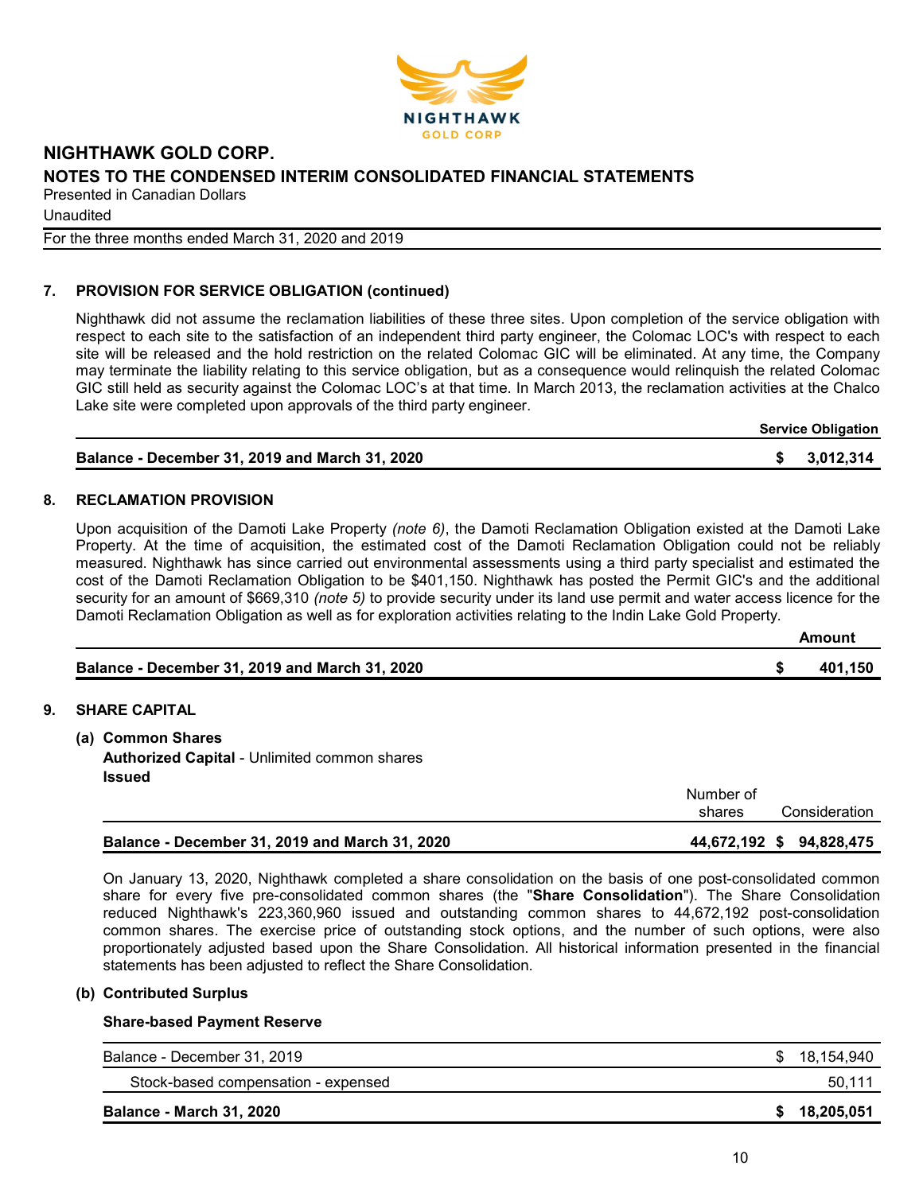# NIGHTHAWK GOLD CORP.

## NOTES TO THE CONDENSED INTERIM CONSOLIDATED FINANCIAL STATEMENTS

Presented in Canadian Dollars

Unaudited

For the three months ended March 31, 2020 and 2019

### 7. PROVISION FOR SERVICE OBLIGATION (continued)

Nighthawk did not assume the reclamation liabilities of these three sites. Upon completion of the service obligation with respect to each site to the satisfaction of an independent third party engineer, the Colomac LOC's with respect to each site will be released and the hold restriction on the related Colomac GIC will be eliminated. At any time, the Company may terminate the liability relating to this service obligation, but as a consequence would relinquish the related Colomac GIC still held as security against the Colomac LOC's at that time. In March 2013, the reclamation activities at the Chalco Lake site were completed upon approvals of the third party engineer.

| | Service Obligation |
|---|---|
| **Balance - December 31, 2019 and March 31, 2020** | **$ 3,012,314** |

### 8. RECLAMATION PROVISION

Upon acquisition of the Damoti Lake Property *(note 6)*, the Damoti Reclamation Obligation existed at the Damoti Lake Property. At the time of acquisition, the estimated cost of the Damoti Reclamation Obligation could not be reliably measured. Nighthawk has since carried out environmental assessments using a third party specialist and estimated the cost of the Damoti Reclamation Obligation to be $401,150. Nighthawk has posted the Permit GIC's and the additional security for an amount of $669,310 *(note 5)* to provide security under its land use permit and water access licence for the Damoti Reclamation Obligation as well as for exploration activities relating to the Indin Lake Gold Property.

| | Amount |
|---|---|
| **Balance - December 31, 2019 and March 31, 2020** | **$ 401,150** |

### 9. SHARE CAPITAL

**(a) Common Shares**

**Authorized Capital** - Unlimited common shares

**Issued**

| | Number of shares | Consideration |
|---|---|---|
| **Balance - December 31, 2019 and March 31, 2020** | **44,672,192** | **$ 94,828,475** |

On January 13, 2020, Nighthawk completed a share consolidation on the basis of one post-consolidated common share for every five pre-consolidated common shares (the "**Share Consolidation**"). The Share Consolidation reduced Nighthawk's 223,360,960 issued and outstanding common shares to 44,672,192 post-consolidation common shares. The exercise price of outstanding stock options, and the number of such options, were also proportionately adjusted based upon the Share Consolidation. All historical information presented in the financial statements has been adjusted to reflect the Share Consolidation.

**(b) Contributed Surplus**

**Share-based Payment Reserve**

| | |
|---|---|
| Balance - December 31, 2019 | $ 18,154,940 |
| Stock-based compensation - expensed | 50,111 |
| **Balance - March 31, 2020** | **$ 18,205,051** |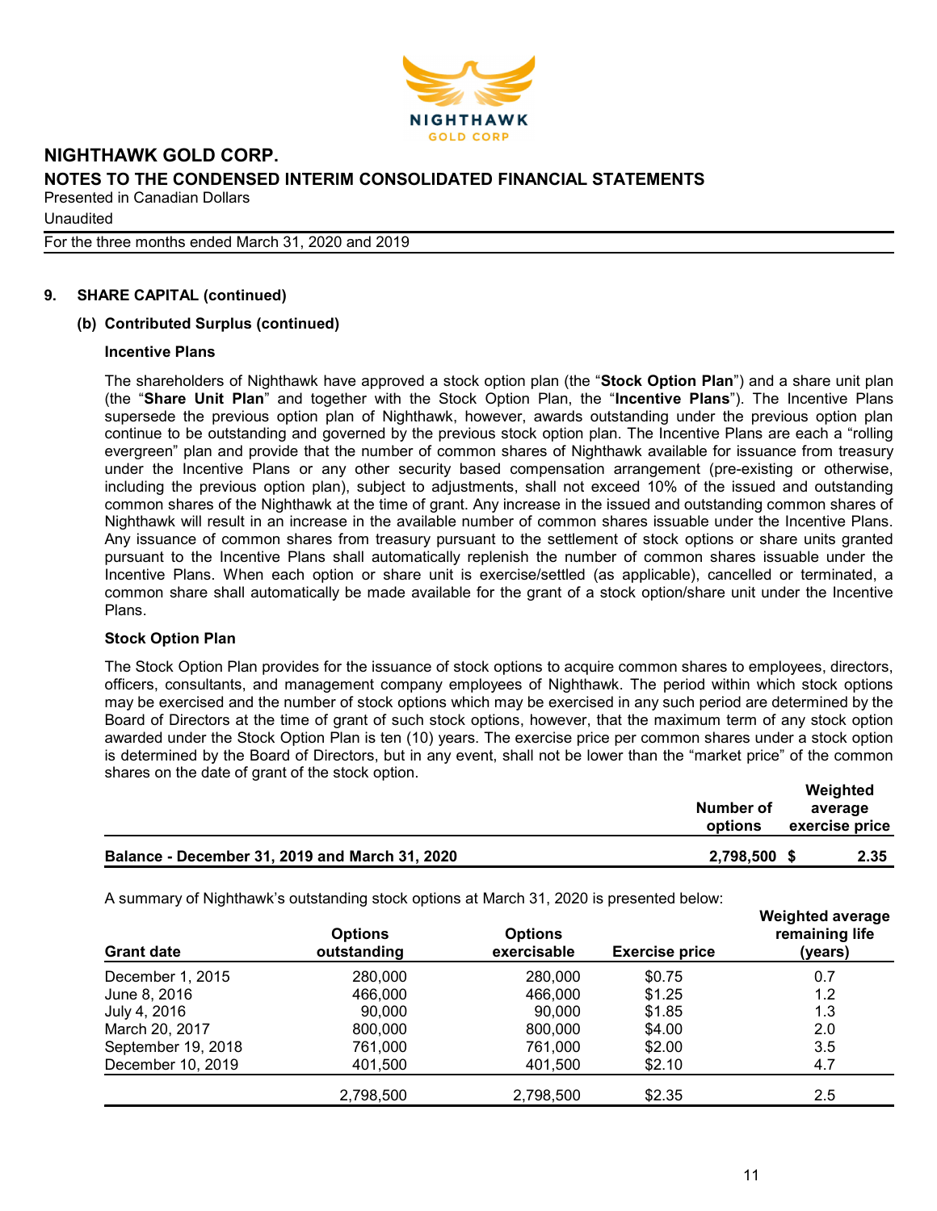### 9. SHARE CAPITAL (continued)

#### (b) Contributed Surplus (continued)

**Incentive Plans**

The shareholders of Nighthawk have approved a stock option plan (the "**Stock Option Plan**") and a share unit plan (the "**Share Unit Plan**" and together with the Stock Option Plan, the "**Incentive Plans**"). The Incentive Plans supersede the previous option plan of Nighthawk, however, awards outstanding under the previous option plan continue to be outstanding and governed by the previous stock option plan. The Incentive Plans are each a "rolling evergreen" plan and provide that the number of common shares of Nighthawk available for issuance from treasury under the Incentive Plans or any other security based compensation arrangement (pre-existing or otherwise, including the previous option plan), subject to adjustments, shall not exceed 10% of the issued and outstanding common shares of the Nighthawk at the time of grant. Any increase in the issued and outstanding common shares of Nighthawk will result in an increase in the available number of common shares issuable under the Incentive Plans. Any issuance of common shares from treasury pursuant to the settlement of stock options or share units granted pursuant to the Incentive Plans shall automatically replenish the number of common shares issuable under the Incentive Plans. When each option or share unit is exercise/settled (as applicable), cancelled or terminated, a common share shall automatically be made available for the grant of a stock option/share unit under the Incentive Plans.

**Stock Option Plan**

The Stock Option Plan provides for the issuance of stock options to acquire common shares to employees, directors, officers, consultants, and management company employees of Nighthawk. The period within which stock options may be exercised and the number of stock options which may be exercised in any such period are determined by the Board of Directors at the time of grant of such stock options, however, that the maximum term of any stock option awarded under the Stock Option Plan is ten (10) years. The exercise price per common shares under a stock option is determined by the Board of Directors, but in any event, shall not be lower than the "market price" of the common shares on the date of grant of the stock option.

| | Number of options | Weighted average exercise price |
|---|---|---|
| **Balance - December 31, 2019 and March 31, 2020** | **2,798,500** | **$ 2.35** |

A summary of Nighthawk's outstanding stock options at March 31, 2020 is presented below:

| Grant date | Options outstanding | Options exercisable | Exercise price | Weighted average remaining life (years) |
|---|---|---|---|---|
| December 1, 2015 | 280,000 | 280,000 | $0.75 | 0.7 |
| June 8, 2016 | 466,000 | 466,000 | $1.25 | 1.2 |
| July 4, 2016 | 90,000 | 90,000 | $1.85 | 1.3 |
| March 20, 2017 | 800,000 | 800,000 | $4.00 | 2.0 |
| September 19, 2018 | 761,000 | 761,000 | $2.00 | 3.5 |
| December 10, 2019 | 401,500 | 401,500 | $2.10 | 4.7 |
| | 2,798,500 | 2,798,500 | $2.35 | 2.5 |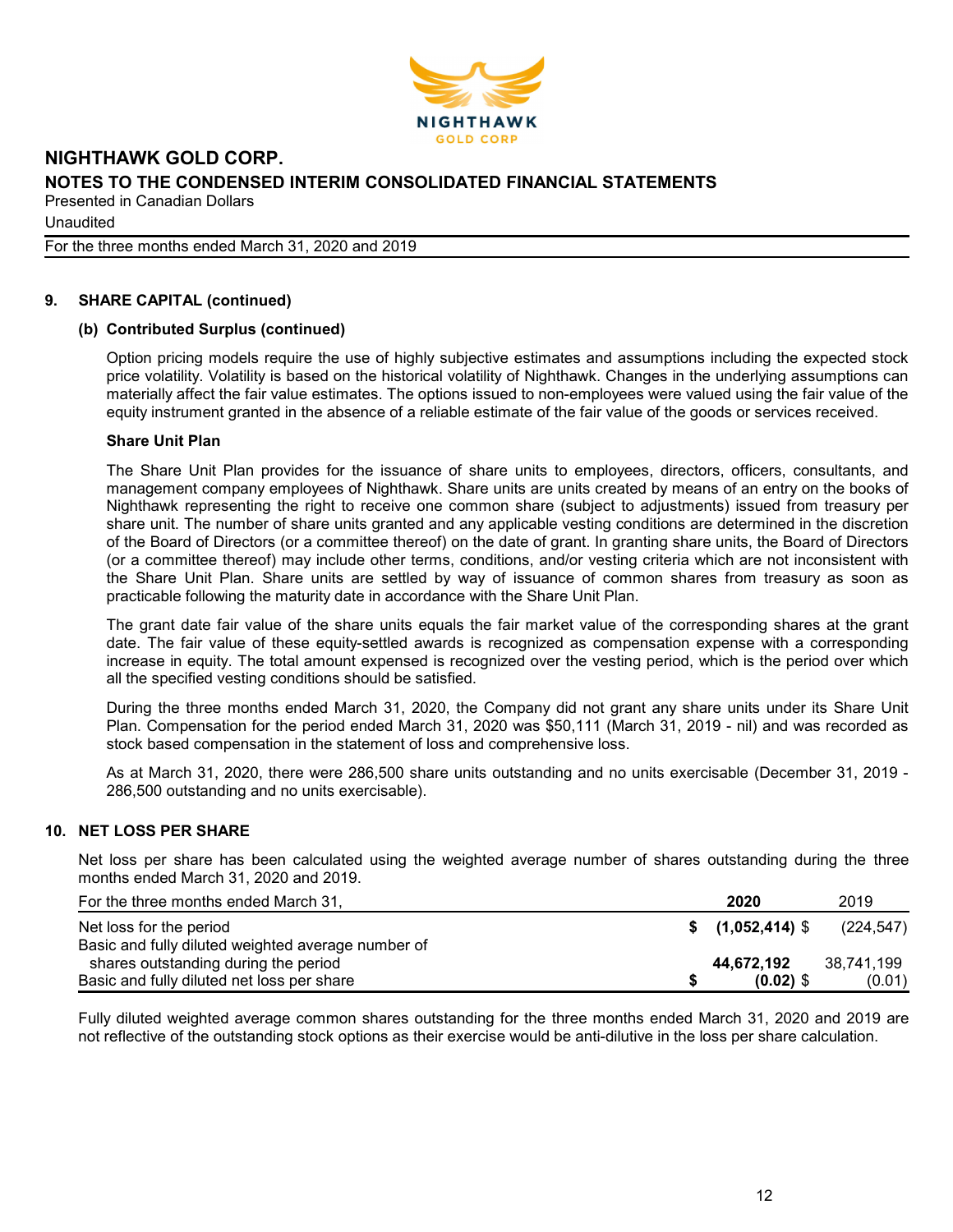# NIGHTHAWK GOLD CORP.

## NOTES TO THE CONDENSED INTERIM CONSOLIDATED FINANCIAL STATEMENTS

Presented in Canadian Dollars

Unaudited

For the three months ended March 31, 2020 and 2019

## 9. SHARE CAPITAL (continued)

### (b) Contributed Surplus (continued)

Option pricing models require the use of highly subjective estimates and assumptions including the expected stock price volatility. Volatility is based on the historical volatility of Nighthawk. Changes in the underlying assumptions can materially affect the fair value estimates. The options issued to non-employees were valued using the fair value of the equity instrument granted in the absence of a reliable estimate of the fair value of the goods or services received.

**Share Unit Plan**

The Share Unit Plan provides for the issuance of share units to employees, directors, officers, consultants, and management company employees of Nighthawk. Share units are units created by means of an entry on the books of Nighthawk representing the right to receive one common share (subject to adjustments) issued from treasury per share unit. The number of share units granted and any applicable vesting conditions are determined in the discretion of the Board of Directors (or a committee thereof) on the date of grant. In granting share units, the Board of Directors (or a committee thereof) may include other terms, conditions, and/or vesting criteria which are not inconsistent with the Share Unit Plan. Share units are settled by way of issuance of common shares from treasury as soon as practicable following the maturity date in accordance with the Share Unit Plan.

The grant date fair value of the share units equals the fair market value of the corresponding shares at the grant date. The fair value of these equity-settled awards is recognized as compensation expense with a corresponding increase in equity. The total amount expensed is recognized over the vesting period, which is the period over which all the specified vesting conditions should be satisfied.

During the three months ended March 31, 2020, the Company did not grant any share units under its Share Unit Plan. Compensation for the period ended March 31, 2020 was $50,111 (March 31, 2019 - nil) and was recorded as stock based compensation in the statement of loss and comprehensive loss.

As at March 31, 2020, there were 286,500 share units outstanding and no units exercisable (December 31, 2019 - 286,500 outstanding and no units exercisable).

## 10. NET LOSS PER SHARE

Net loss per share has been calculated using the weighted average number of shares outstanding during the three months ended March 31, 2020 and 2019.

| For the three months ended March 31, | **2020** | 2019 |
|---|---|---|
| Net loss for the period | **$ (1,052,414)** | $ (224,547) |
| Basic and fully diluted weighted average number of shares outstanding during the period | **44,672,192** | 38,741,199 |
| Basic and fully diluted net loss per share | **$ (0.02)** | $ (0.01) |

Fully diluted weighted average common shares outstanding for the three months ended March 31, 2020 and 2019 are not reflective of the outstanding stock options as their exercise would be anti-dilutive in the loss per share calculation.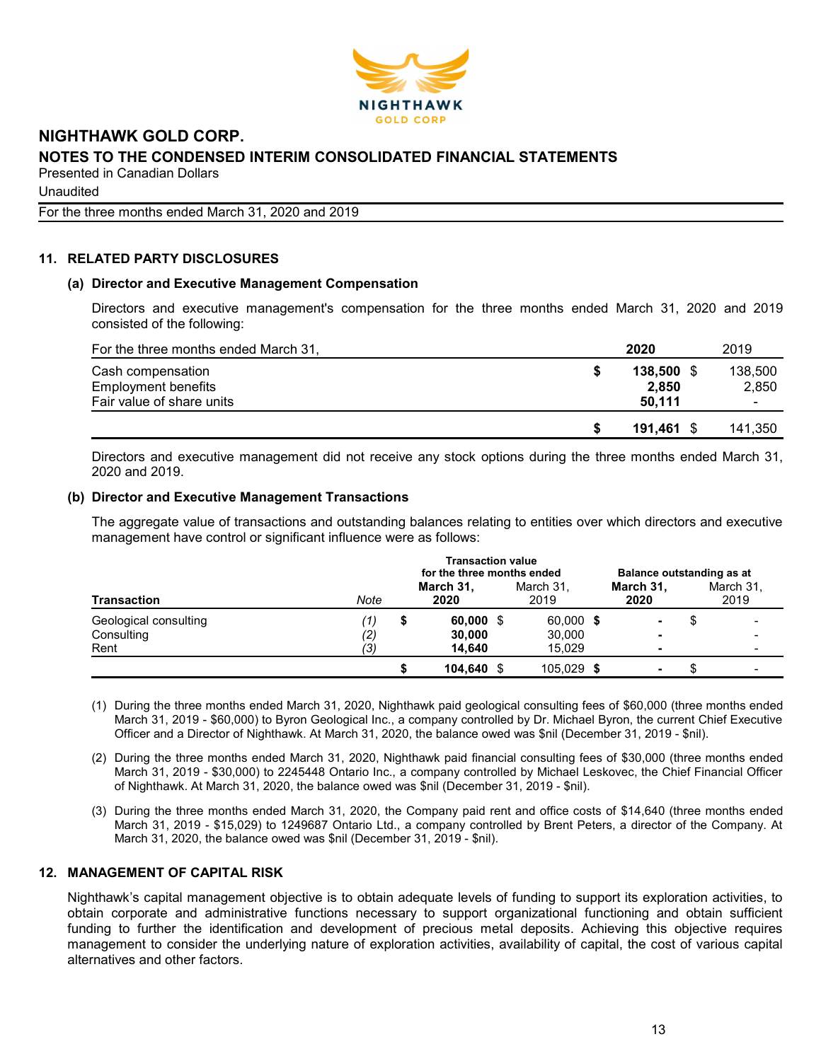# NIGHTHAWK GOLD CORP.

## NOTES TO THE CONDENSED INTERIM CONSOLIDATED FINANCIAL STATEMENTS

Presented in Canadian Dollars

Unaudited

For the three months ended March 31, 2020 and 2019

## 11. RELATED PARTY DISCLOSURES

### (a) Director and Executive Management Compensation

Directors and executive management's compensation for the three months ended March 31, 2020 and 2019 consisted of the following:

| For the three months ended March 31, | **2020** | 2019 |
|---|---|---|
| Cash compensation | **$ 138,500** | $ 138,500 |
| Employment benefits | **2,850** | 2,850 |
| Fair value of share units | **50,111** | - |
| | **$ 191,461** | $ 141,350 |

Directors and executive management did not receive any stock options during the three months ended March 31, 2020 and 2019.

### (b) Director and Executive Management Transactions

The aggregate value of transactions and outstanding balances relating to entities over which directors and executive management have control or significant influence were as follows:

| | | Transaction value for the three months ended | | Balance outstanding as at | |
|---|---|---|---|---|---|
| **Transaction** | *Note* | **March 31, 2020** | March 31, 2019 | **March 31, 2020** | March 31, 2019 |
| Geological consulting | *(1)* | **$ 60,000** | $ 60,000 | **$ -** | $ - |
| Consulting | *(2)* | **30,000** | 30,000 | **-** | - |
| Rent | *(3)* | **14,640** | 15,029 | **-** | - |
| | | **$ 104,640** | $ 105,029 | **$ -** | $ - |

(1) During the three months ended March 31, 2020, Nighthawk paid geological consulting fees of $60,000 (three months ended March 31, 2019 - $60,000) to Byron Geological Inc., a company controlled by Dr. Michael Byron, the current Chief Executive Officer and a Director of Nighthawk. At March 31, 2020, the balance owed was $nil (December 31, 2019 - $nil).

(2) During the three months ended March 31, 2020, Nighthawk paid financial consulting fees of $30,000 (three months ended March 31, 2019 - $30,000) to 2245448 Ontario Inc., a company controlled by Michael Leskovec, the Chief Financial Officer of Nighthawk. At March 31, 2020, the balance owed was $nil (December 31, 2019 - $nil).

(3) During the three months ended March 31, 2020, the Company paid rent and office costs of $14,640 (three months ended March 31, 2019 - $15,029) to 1249687 Ontario Ltd., a company controlled by Brent Peters, a director of the Company. At March 31, 2020, the balance owed was $nil (December 31, 2019 - $nil).

## 12. MANAGEMENT OF CAPITAL RISK

Nighthawk's capital management objective is to obtain adequate levels of funding to support its exploration activities, to obtain corporate and administrative functions necessary to support organizational functioning and obtain sufficient funding to further the identification and development of precious metal deposits. Achieving this objective requires management to consider the underlying nature of exploration activities, availability of capital, the cost of various capital alternatives and other factors.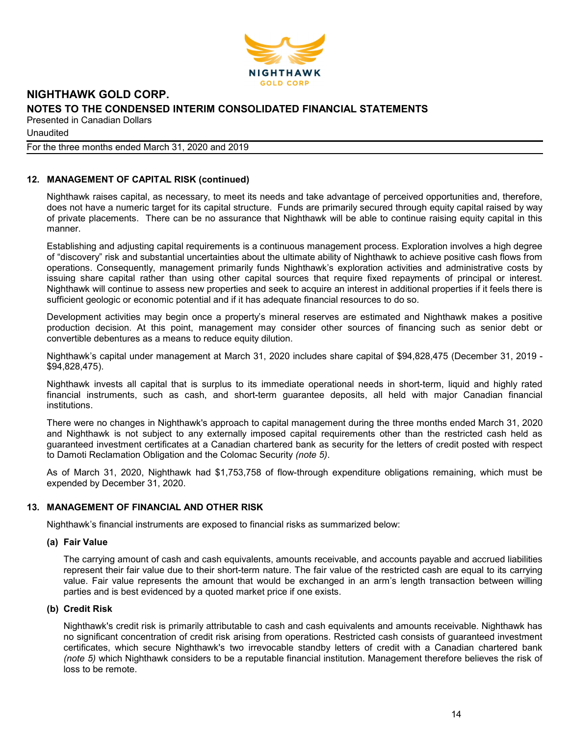## 12. MANAGEMENT OF CAPITAL RISK (continued)

Nighthawk raises capital, as necessary, to meet its needs and take advantage of perceived opportunities and, therefore, does not have a numeric target for its capital structure. Funds are primarily secured through equity capital raised by way of private placements. There can be no assurance that Nighthawk will be able to continue raising equity capital in this manner.

Establishing and adjusting capital requirements is a continuous management process. Exploration involves a high degree of "discovery" risk and substantial uncertainties about the ultimate ability of Nighthawk to achieve positive cash flows from operations. Consequently, management primarily funds Nighthawk's exploration activities and administrative costs by issuing share capital rather than using other capital sources that require fixed repayments of principal or interest. Nighthawk will continue to assess new properties and seek to acquire an interest in additional properties if it feels there is sufficient geologic or economic potential and if it has adequate financial resources to do so.

Development activities may begin once a property's mineral reserves are estimated and Nighthawk makes a positive production decision. At this point, management may consider other sources of financing such as senior debt or convertible debentures as a means to reduce equity dilution.

Nighthawk's capital under management at March 31, 2020 includes share capital of $94,828,475 (December 31, 2019 - $94,828,475).

Nighthawk invests all capital that is surplus to its immediate operational needs in short-term, liquid and highly rated financial instruments, such as cash, and short-term guarantee deposits, all held with major Canadian financial institutions.

There were no changes in Nighthawk's approach to capital management during the three months ended March 31, 2020 and Nighthawk is not subject to any externally imposed capital requirements other than the restricted cash held as guaranteed investment certificates at a Canadian chartered bank as security for the letters of credit posted with respect to Damoti Reclamation Obligation and the Colomac Security *(note 5)*.

As of March 31, 2020, Nighthawk had $1,753,758 of flow-through expenditure obligations remaining, which must be expended by December 31, 2020.

## 13. MANAGEMENT OF FINANCIAL AND OTHER RISK

Nighthawk's financial instruments are exposed to financial risks as summarized below:

### (a) Fair Value

The carrying amount of cash and cash equivalents, amounts receivable, and accounts payable and accrued liabilities represent their fair value due to their short-term nature. The fair value of the restricted cash are equal to its carrying value. Fair value represents the amount that would be exchanged in an arm's length transaction between willing parties and is best evidenced by a quoted market price if one exists.

### (b) Credit Risk

Nighthawk's credit risk is primarily attributable to cash and cash equivalents and amounts receivable. Nighthawk has no significant concentration of credit risk arising from operations. Restricted cash consists of guaranteed investment certificates, which secure Nighthawk's two irrevocable standby letters of credit with a Canadian chartered bank *(note 5)* which Nighthawk considers to be a reputable financial institution. Management therefore believes the risk of loss to be remote.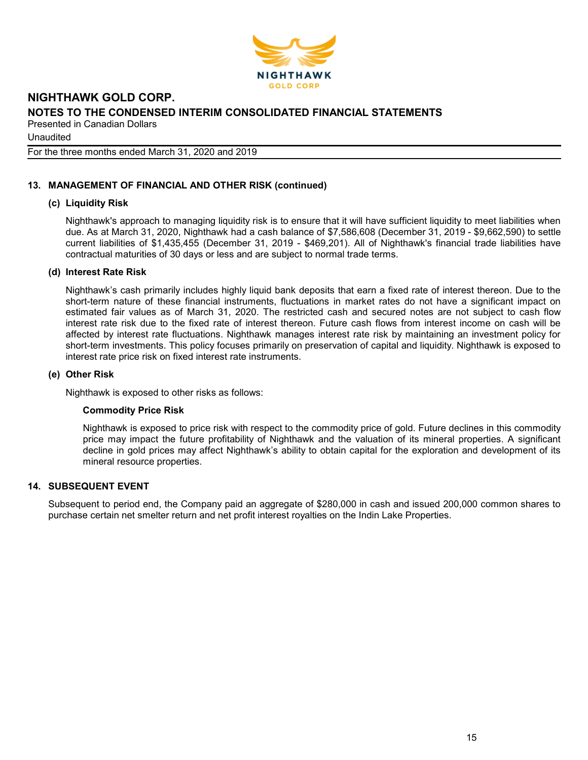## 13. MANAGEMENT OF FINANCIAL AND OTHER RISK (continued)

### (c) Liquidity Risk

Nighthawk's approach to managing liquidity risk is to ensure that it will have sufficient liquidity to meet liabilities when due. As at March 31, 2020, Nighthawk had a cash balance of $7,586,608 (December 31, 2019 - $9,662,590) to settle current liabilities of $1,435,455 (December 31, 2019 - $469,201). All of Nighthawk's financial trade liabilities have contractual maturities of 30 days or less and are subject to normal trade terms.

### (d) Interest Rate Risk

Nighthawk's cash primarily includes highly liquid bank deposits that earn a fixed rate of interest thereon. Due to the short-term nature of these financial instruments, fluctuations in market rates do not have a significant impact on estimated fair values as of March 31, 2020. The restricted cash and secured notes are not subject to cash flow interest rate risk due to the fixed rate of interest thereon. Future cash flows from interest income on cash will be affected by interest rate fluctuations. Nighthawk manages interest rate risk by maintaining an investment policy for short-term investments. This policy focuses primarily on preservation of capital and liquidity. Nighthawk is exposed to interest rate price risk on fixed interest rate instruments.

### (e) Other Risk

Nighthawk is exposed to other risks as follows:

**Commodity Price Risk**

Nighthawk is exposed to price risk with respect to the commodity price of gold. Future declines in this commodity price may impact the future profitability of Nighthawk and the valuation of its mineral properties. A significant decline in gold prices may affect Nighthawk's ability to obtain capital for the exploration and development of its mineral resource properties.

## 14. SUBSEQUENT EVENT

Subsequent to period end, the Company paid an aggregate of $280,000 in cash and issued 200,000 common shares to purchase certain net smelter return and net profit interest royalties on the Indin Lake Properties.